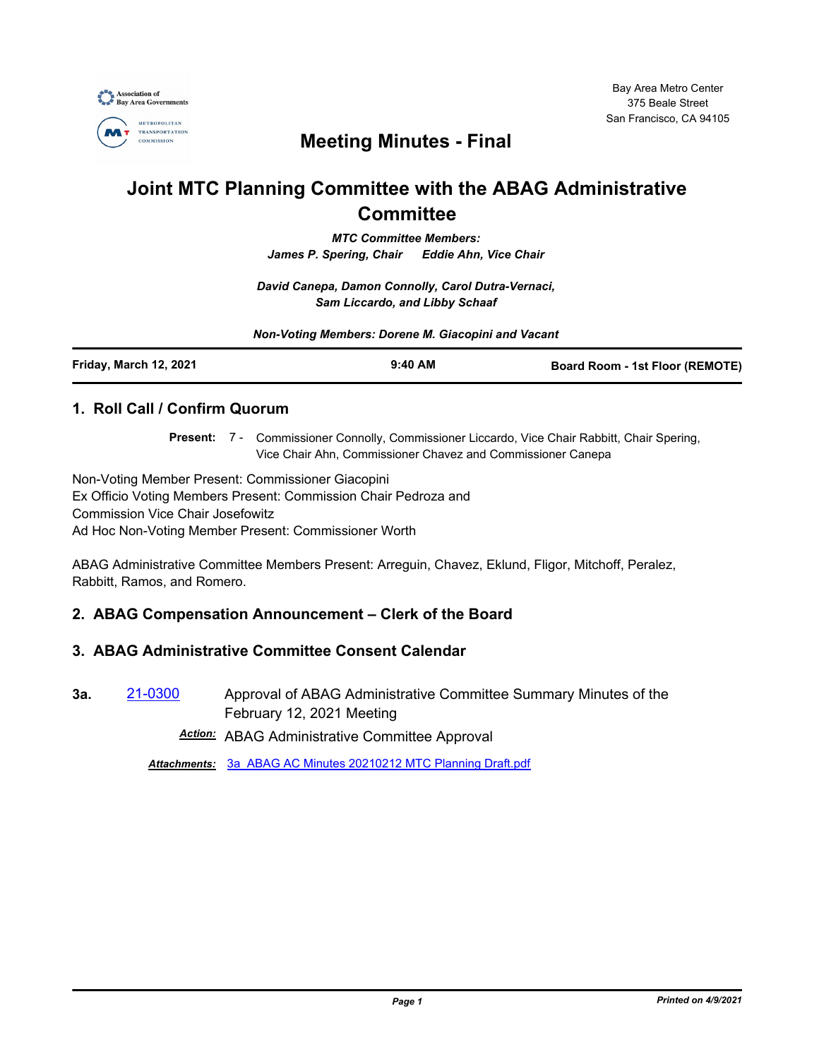Bay Area Metro Center
375 Beale Street
San Francisco, CA 94105

# Meeting Minutes - Final

# Joint MTC Planning Committee with the ABAG Administrative Committee

***MTC Committee Members:***
***James P. Spering, Chair     Eddie Ahn, Vice Chair***

***David Canepa, Damon Connolly, Carol Dutra-Vernaci, Sam Liccardo, and Libby Schaaf***

***Non-Voting Members: Dorene M. Giacopini and Vacant***

| Friday, March 12, 2021 | 9:40 AM | Board Room - 1st Floor (REMOTE) |
|---|---|---|

## 1. Roll Call / Confirm Quorum

**Present:** 7 - Commissioner Connolly, Commissioner Liccardo, Vice Chair Rabbitt, Chair Spering, Vice Chair Ahn, Commissioner Chavez and Commissioner Canepa

Non-Voting Member Present: Commissioner Giacopini
Ex Officio Voting Members Present: Commission Chair Pedroza and Commission Vice Chair Josefowitz
Ad Hoc Non-Voting Member Present: Commissioner Worth

ABAG Administrative Committee Members Present: Arreguin, Chavez, Eklund, Fligor, Mitchoff, Peralez, Rabbitt, Ramos, and Romero.

## 2. ABAG Compensation Announcement – Clerk of the Board

## 3. ABAG Administrative Committee Consent Calendar

**3a.** 21-0300 Approval of ABAG Administrative Committee Summary Minutes of the February 12, 2021 Meeting

***Action:*** ABAG Administrative Committee Approval

***Attachments:*** 3a_ABAG AC Minutes 20210212 MTC Planning Draft.pdf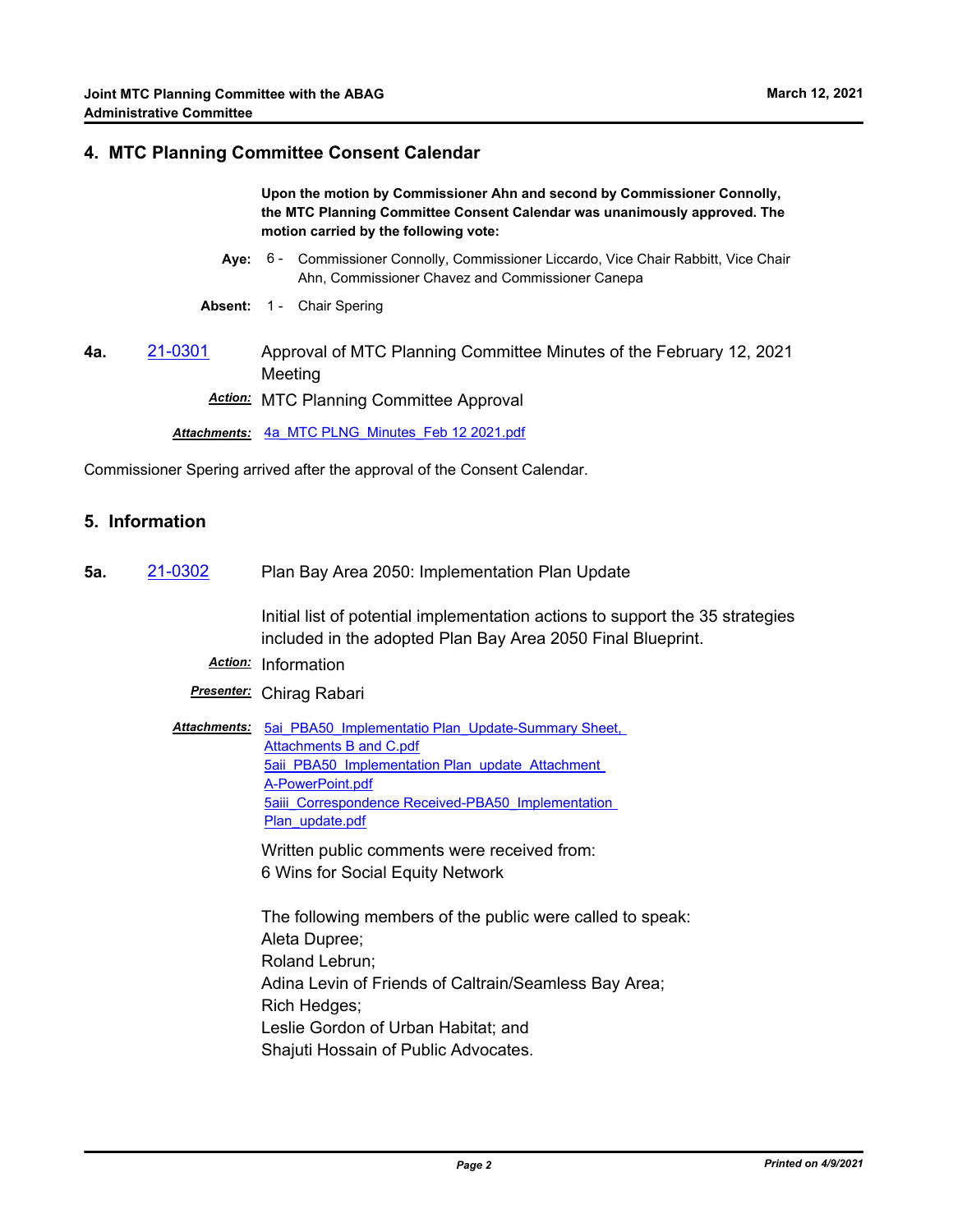## 4. MTC Planning Committee Consent Calendar

**Upon the motion by Commissioner Ahn and second by Commissioner Connolly, the MTC Planning Committee Consent Calendar was unanimously approved. The motion carried by the following vote:**

**Aye:** 6 - Commissioner Connolly, Commissioner Liccardo, Vice Chair Rabbitt, Vice Chair Ahn, Commissioner Chavez and Commissioner Canepa

**Absent:** 1 - Chair Spering

**4a.** 21-0301 Approval of MTC Planning Committee Minutes of the February 12, 2021 Meeting

***Action:*** MTC Planning Committee Approval

***Attachments:*** 4a_MTC PLNG_Minutes_Feb 12 2021.pdf

Commissioner Spering arrived after the approval of the Consent Calendar.

## 5. Information

**5a.** 21-0302 Plan Bay Area 2050: Implementation Plan Update

Initial list of potential implementation actions to support the 35 strategies included in the adopted Plan Bay Area 2050 Final Blueprint.

***Action:*** Information

***Presenter:*** Chirag Rabari

***Attachments:*** 5ai_PBA50_Implementatio Plan_Update-Summary Sheet, Attachments B and C.pdf
5aii_PBA50_Implementation Plan_update_Attachment A-PowerPoint.pdf
5aiii_Correspondence Received-PBA50_Implementation Plan_update.pdf

Written public comments were received from:
6 Wins for Social Equity Network

The following members of the public were called to speak:
Aleta Dupree;
Roland Lebrun;
Adina Levin of Friends of Caltrain/Seamless Bay Area;
Rich Hedges;
Leslie Gordon of Urban Habitat; and
Shajuti Hossain of Public Advocates.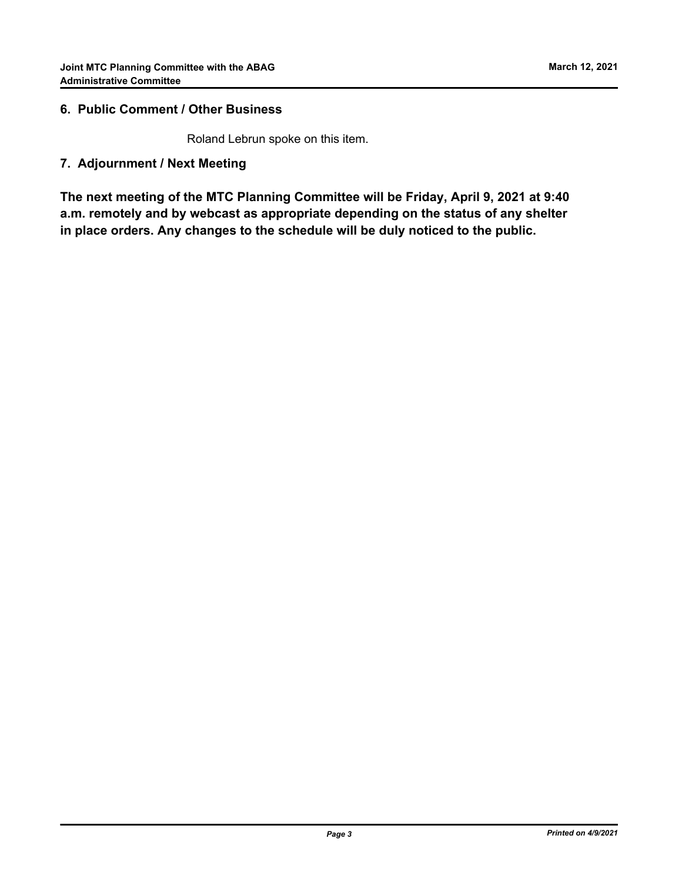## 6. Public Comment / Other Business

Roland Lebrun spoke on this item.

## 7. Adjournment / Next Meeting

**The next meeting of the MTC Planning Committee will be Friday, April 9, 2021 at 9:40 a.m. remotely and by webcast as appropriate depending on the status of any shelter in place orders. Any changes to the schedule will be duly noticed to the public.**